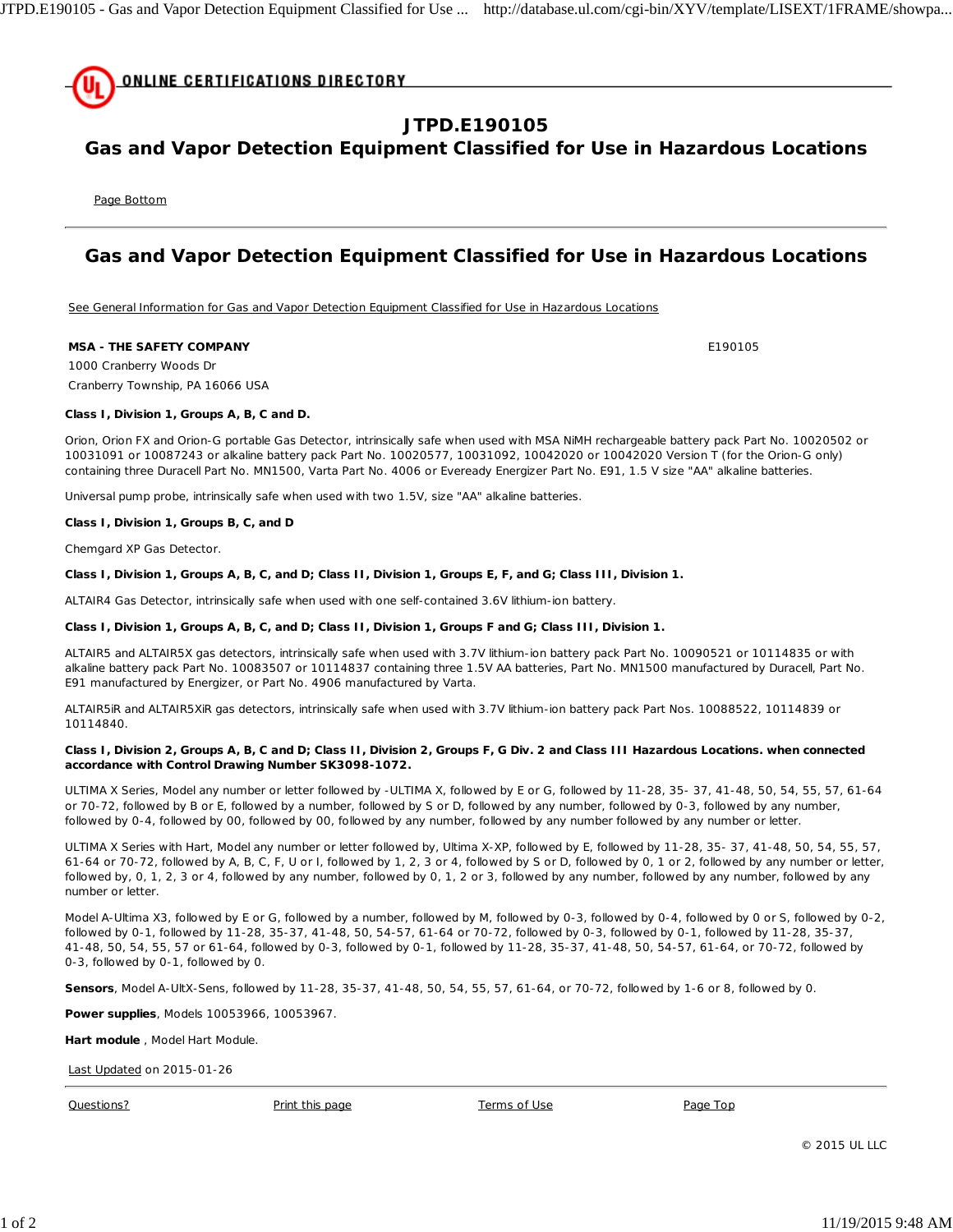ONLINE CERTIFICATIONS DIRECTORY

# JTPD.E190105
# Gas and Vapor Detection Equipment Classified for Use in Hazardous Locations

Page Bottom

## Gas and Vapor Detection Equipment Classified for Use in Hazardous Locations

See General Information for Gas and Vapor Detection Equipment Classified for Use in Hazardous Locations

**MSA - THE SAFETY COMPANY** E190105
1000 Cranberry Woods Dr
Cranberry Township, PA 16066 USA

**Class I, Division 1, Groups A, B, C and D.**

Orion, Orion FX and Orion-G portable Gas Detector, intrinsically safe when used with MSA NiMH rechargeable battery pack Part No. 10020502 or 10031091 or 10087243 or alkaline battery pack Part No. 10020577, 10031092, 10042020 or 10042020 Version T (for the Orion-G only) containing three Duracell Part No. MN1500, Varta Part No. 4006 or Eveready Energizer Part No. E91, 1.5 V size "AA" alkaline batteries.

Universal pump probe, intrinsically safe when used with two 1.5V, size "AA" alkaline batteries.

**Class I, Division 1, Groups B, C, and D**

Chemgard XP Gas Detector.

**Class I, Division 1, Groups A, B, C, and D; Class II, Division 1, Groups E, F, and G; Class III, Division 1.**

ALTAIR4 Gas Detector, intrinsically safe when used with one self-contained 3.6V lithium-ion battery.

**Class I, Division 1, Groups A, B, C, and D; Class II, Division 1, Groups F and G; Class III, Division 1.**

ALTAIR5 and ALTAIR5X gas detectors, intrinsically safe when used with 3.7V lithium-ion battery pack Part No. 10090521 or 10114835 or with alkaline battery pack Part No. 10083507 or 10114837 containing three 1.5V AA batteries, Part No. MN1500 manufactured by Duracell, Part No. E91 manufactured by Energizer, or Part No. 4906 manufactured by Varta.

ALTAIR5iR and ALTAIR5XiR gas detectors, intrinsically safe when used with 3.7V lithium-ion battery pack Part Nos. 10088522, 10114839 or 10114840.

**Class I, Division 2, Groups A, B, C and D; Class II, Division 2, Groups F, G Div. 2 and Class III Hazardous Locations. when connected accordance with Control Drawing Number SK3098-1072.**

ULTIMA X Series, Model any number or letter followed by -ULTIMA X, followed by E or G, followed by 11-28, 35- 37, 41-48, 50, 54, 55, 57, 61-64 or 70-72, followed by B or E, followed by a number, followed by S or D, followed by any number, followed by 0-3, followed by any number, followed by 0-4, followed by 00, followed by 00, followed by any number, followed by any number followed by any number or letter.

ULTIMA X Series with Hart, Model any number or letter followed by, Ultima X-XP, followed by E, followed by 11-28, 35- 37, 41-48, 50, 54, 55, 57, 61-64 or 70-72, followed by A, B, C, F, U or I, followed by 1, 2, 3 or 4, followed by S or D, followed by 0, 1 or 2, followed by any number or letter, followed by, 0, 1, 2, 3 or 4, followed by any number, followed by 0, 1, 2 or 3, followed by any number, followed by any number, followed by any number or letter.

Model A-Ultima X3, followed by E or G, followed by a number, followed by M, followed by 0-3, followed by 0-4, followed by 0 or S, followed by 0-2, followed by 0-1, followed by 11-28, 35-37, 41-48, 50, 54-57, 61-64 or 70-72, followed by 0-3, followed by 0-1, followed by 11-28, 35-37, 41-48, 50, 54, 55, 57 or 61-64, followed by 0-3, followed by 0-1, followed by 11-28, 35-37, 41-48, 50, 54-57, 61-64, or 70-72, followed by 0-3, followed by 0-1, followed by 0.

**Sensors**, Model A-UltX-Sens, followed by 11-28, 35-37, 41-48, 50, 54, 55, 57, 61-64, or 70-72, followed by 1-6 or 8, followed by 0.

**Power supplies**, Models 10053966, 10053967.

**Hart module** , Model Hart Module.

Last Updated on 2015-01-26

Questions? | Print this page | Terms of Use | Page Top

© 2015 UL LLC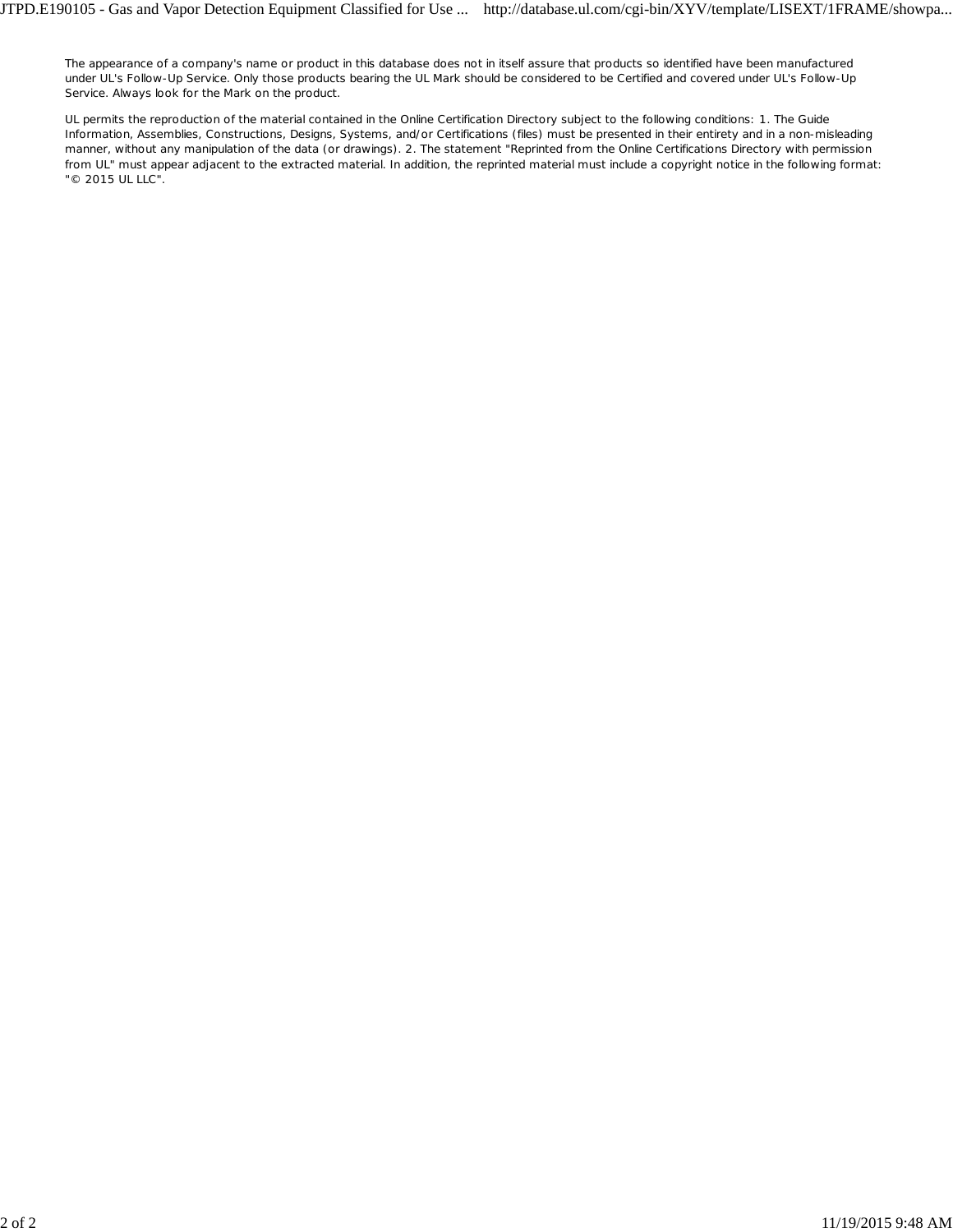The appearance of a company's name or product in this database does not in itself assure that products so identified have been manufactured under UL's Follow-Up Service. Only those products bearing the UL Mark should be considered to be Certified and covered under UL's Follow-Up Service. Always look for the Mark on the product.

UL permits the reproduction of the material contained in the Online Certification Directory subject to the following conditions: 1. The Guide Information, Assemblies, Constructions, Designs, Systems, and/or Certifications (files) must be presented in their entirety and in a non-misleading manner, without any manipulation of the data (or drawings). 2. The statement "Reprinted from the Online Certifications Directory with permission from UL" must appear adjacent to the extracted material. In addition, the reprinted material must include a copyright notice in the following format: "© 2015 UL LLC".